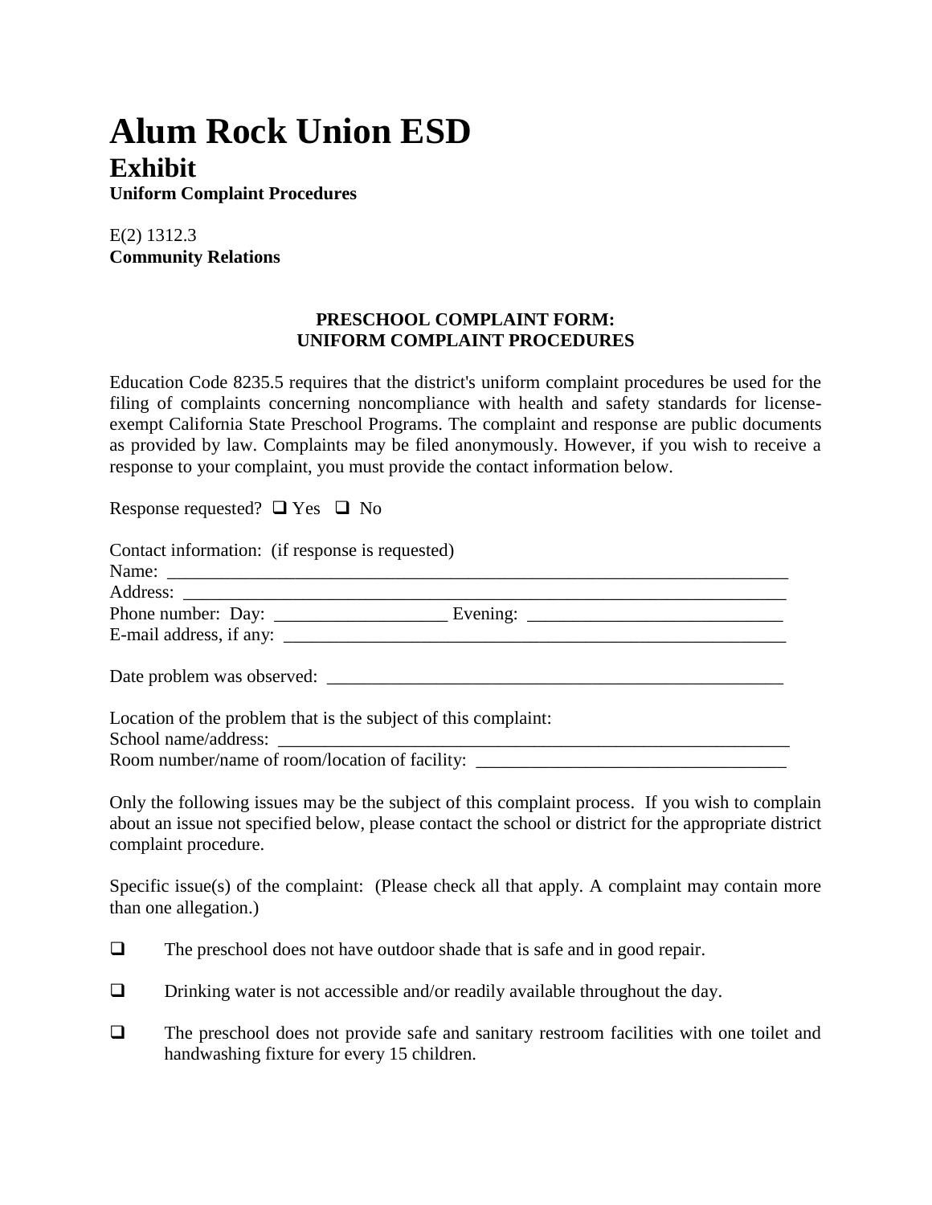# Alum Rock Union ESD

## Exhibit

**Uniform Complaint Procedures**

E(2) 1312.3
**Community Relations**

**PRESCHOOL COMPLAINT FORM:**
**UNIFORM COMPLAINT PROCEDURES**

Education Code 8235.5 requires that the district's uniform complaint procedures be used for the filing of complaints concerning noncompliance with health and safety standards for license-exempt California State Preschool Programs. The complaint and response are public documents as provided by law. Complaints may be filed anonymously. However, if you wish to receive a response to your complaint, you must provide the contact information below.

Response requested? ❑ Yes ❑ No

Contact information: (if response is requested)
Name: ___________________________________________________________________________
Address: _________________________________________________________________________
Phone number: Day: ___________________ Evening: ____________________________
E-mail address, if any: __________________________________________________________

Date problem was observed: ______________________________________________________

Location of the problem that is the subject of this complaint:
School name/address: ____________________________________________________________
Room number/name of room/location of facility: __________________________________

Only the following issues may be the subject of this complaint process. If you wish to complain about an issue not specified below, please contact the school or district for the appropriate district complaint procedure.

Specific issue(s) of the complaint: (Please check all that apply. A complaint may contain more than one allegation.)

❑ The preschool does not have outdoor shade that is safe and in good repair.

❑ Drinking water is not accessible and/or readily available throughout the day.

❑ The preschool does not provide safe and sanitary restroom facilities with one toilet and handwashing fixture for every 15 children.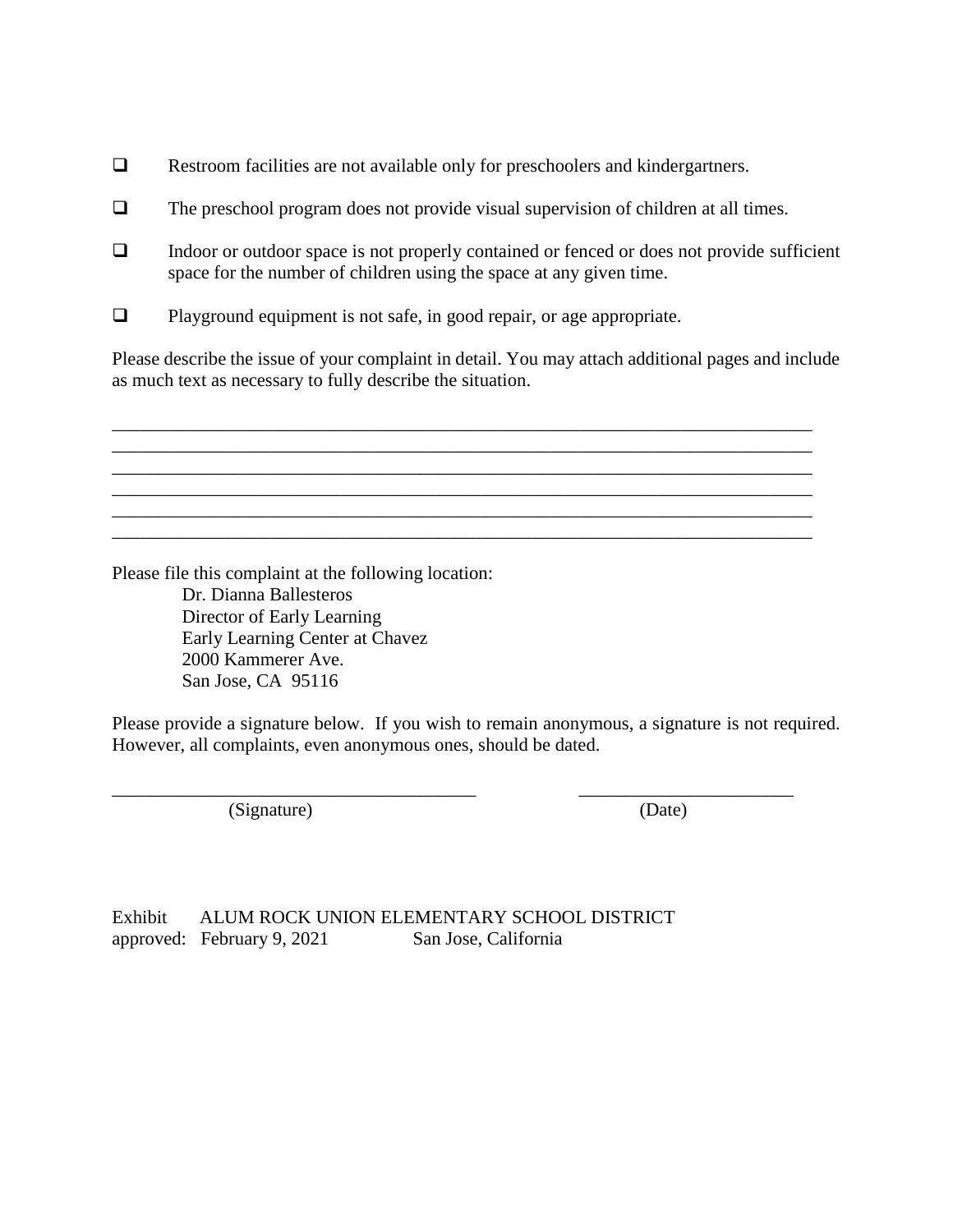- ☐ Restroom facilities are not available only for preschoolers and kindergartners.
- ☐ The preschool program does not provide visual supervision of children at all times.
- ☐ Indoor or outdoor space is not properly contained or fenced or does not provide sufficient space for the number of children using the space at any given time.
- ☐ Playground equipment is not safe, in good repair, or age appropriate.

Please describe the issue of your complaint in detail. You may attach additional pages and include as much text as necessary to fully describe the situation.

\_\_\_\_\_\_\_\_\_\_\_\_\_\_\_\_\_\_\_\_\_\_\_\_\_\_\_\_\_\_\_\_\_\_\_\_\_\_\_\_\_\_\_\_\_\_\_\_\_\_\_\_\_\_\_\_\_\_\_\_\_\_\_\_\_\_\_\_\_\_\_\_

\_\_\_\_\_\_\_\_\_\_\_\_\_\_\_\_\_\_\_\_\_\_\_\_\_\_\_\_\_\_\_\_\_\_\_\_\_\_\_\_\_\_\_\_\_\_\_\_\_\_\_\_\_\_\_\_\_\_\_\_\_\_\_\_\_\_\_\_\_\_\_\_

\_\_\_\_\_\_\_\_\_\_\_\_\_\_\_\_\_\_\_\_\_\_\_\_\_\_\_\_\_\_\_\_\_\_\_\_\_\_\_\_\_\_\_\_\_\_\_\_\_\_\_\_\_\_\_\_\_\_\_\_\_\_\_\_\_\_\_\_\_\_\_\_

\_\_\_\_\_\_\_\_\_\_\_\_\_\_\_\_\_\_\_\_\_\_\_\_\_\_\_\_\_\_\_\_\_\_\_\_\_\_\_\_\_\_\_\_\_\_\_\_\_\_\_\_\_\_\_\_\_\_\_\_\_\_\_\_\_\_\_\_\_\_\_\_

\_\_\_\_\_\_\_\_\_\_\_\_\_\_\_\_\_\_\_\_\_\_\_\_\_\_\_\_\_\_\_\_\_\_\_\_\_\_\_\_\_\_\_\_\_\_\_\_\_\_\_\_\_\_\_\_\_\_\_\_\_\_\_\_\_\_\_\_\_\_\_\_

\_\_\_\_\_\_\_\_\_\_\_\_\_\_\_\_\_\_\_\_\_\_\_\_\_\_\_\_\_\_\_\_\_\_\_\_\_\_\_\_\_\_\_\_\_\_\_\_\_\_\_\_\_\_\_\_\_\_\_\_\_\_\_\_\_\_\_\_\_\_\_\_

Please file this complaint at the following location:

Dr. Dianna Ballesteros
Director of Early Learning
Early Learning Center at Chavez
2000 Kammerer Ave.
San Jose, CA 95116

Please provide a signature below. If you wish to remain anonymous, a signature is not required. However, all complaints, even anonymous ones, should be dated.

\_\_\_\_\_\_\_\_\_\_\_\_\_\_\_\_\_\_\_\_\_\_\_\_\_\_\_\_\_\_\_\_\_\_\_\_\_\_ \_\_\_\_\_\_\_\_\_\_\_\_\_\_\_\_\_\_\_\_\_\_\_
(Signature) (Date)

Exhibit ALUM ROCK UNION ELEMENTARY SCHOOL DISTRICT
approved: February 9, 2021 San Jose, California